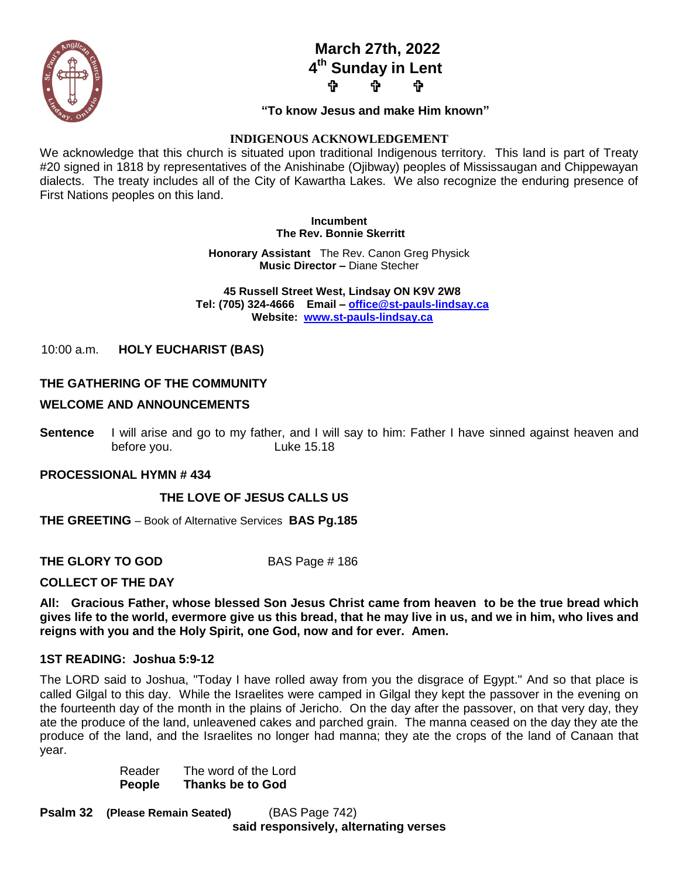# March 27th, 2022
## 4th Sunday in Lent

✞ ✞ ✞

**"To know Jesus and make Him known"**

**INDIGENOUS ACKNOWLEDGEMENT**

We acknowledge that this church is situated upon traditional Indigenous territory. This land is part of Treaty #20 signed in 1818 by representatives of the Anishinabe (Ojibway) peoples of Mississaugan and Chippewayan dialects. The treaty includes all of the City of Kawartha Lakes. We also recognize the enduring presence of First Nations peoples on this land.

**Incumbent**
**The Rev. Bonnie Skerritt**

**Honorary Assistant** The Rev. Canon Greg Physick
**Music Director –** Diane Stecher

**45 Russell Street West, Lindsay ON K9V 2W8**
**Tel: (705) 324-4666 Email – office@st-pauls-lindsay.ca**
**Website: www.st-pauls-lindsay.ca**

10:00 a.m. **HOLY EUCHARIST (BAS)**

**THE GATHERING OF THE COMMUNITY**

**WELCOME AND ANNOUNCEMENTS**

**Sentence** I will arise and go to my father, and I will say to him: Father I have sinned against heaven and before you. Luke 15.18

**PROCESSIONAL HYMN # 434**

**THE LOVE OF JESUS CALLS US**

**THE GREETING** – Book of Alternative Services **BAS Pg.185**

**THE GLORY TO GOD** BAS Page # 186

**COLLECT OF THE DAY**

**All: Gracious Father, whose blessed Son Jesus Christ came from heaven to be the true bread which gives life to the world, evermore give us this bread, that he may live in us, and we in him, who lives and reigns with you and the Holy Spirit, one God, now and for ever. Amen.**

**1ST READING: Joshua 5:9-12**

The LORD said to Joshua, "Today I have rolled away from you the disgrace of Egypt." And so that place is called Gilgal to this day. While the Israelites were camped in Gilgal they kept the passover in the evening on the fourteenth day of the month in the plains of Jericho. On the day after the passover, on that very day, they ate the produce of the land, unleavened cakes and parched grain. The manna ceased on the day they ate the produce of the land, and the Israelites no longer had manna; they ate the crops of the land of Canaan that year.

Reader The word of the Lord
**People Thanks be to God**

**Psalm 32** **(Please Remain Seated)** (BAS Page 742)
**said responsively, alternating verses**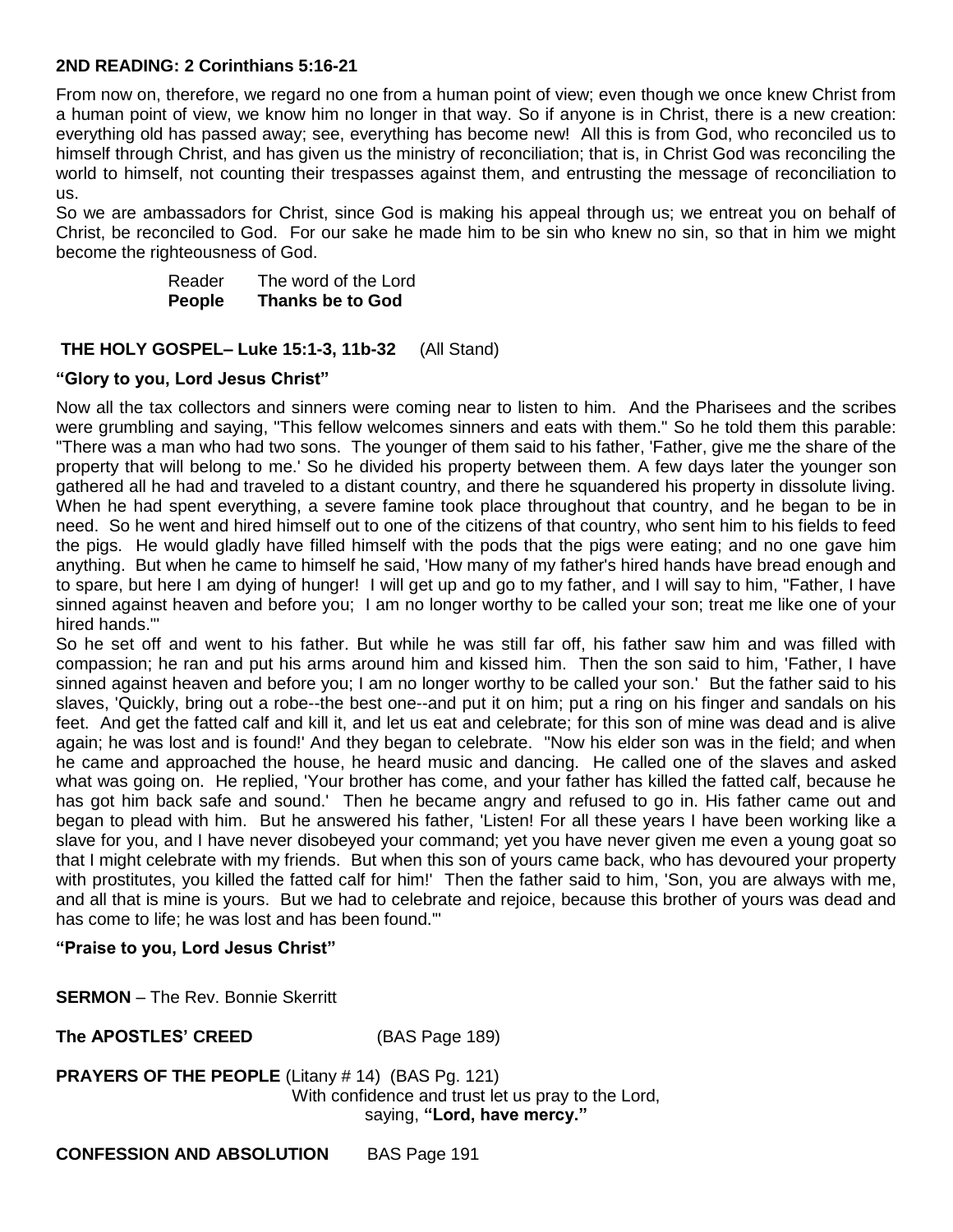**2ND READING: 2 Corinthians 5:16-21**

From now on, therefore, we regard no one from a human point of view; even though we once knew Christ from a human point of view, we know him no longer in that way. So if anyone is in Christ, there is a new creation: everything old has passed away; see, everything has become new! All this is from God, who reconciled us to himself through Christ, and has given us the ministry of reconciliation; that is, in Christ God was reconciling the world to himself, not counting their trespasses against them, and entrusting the message of reconciliation to us.

So we are ambassadors for Christ, since God is making his appeal through us; we entreat you on behalf of Christ, be reconciled to God. For our sake he made him to be sin who knew no sin, so that in him we might become the righteousness of God.

Reader The word of the Lord
**People Thanks be to God**

**THE HOLY GOSPEL– Luke 15:1-3, 11b-32** (All Stand)

**"Glory to you, Lord Jesus Christ"**

Now all the tax collectors and sinners were coming near to listen to him. And the Pharisees and the scribes were grumbling and saying, "This fellow welcomes sinners and eats with them." So he told them this parable: "There was a man who had two sons. The younger of them said to his father, 'Father, give me the share of the property that will belong to me.' So he divided his property between them. A few days later the younger son gathered all he had and traveled to a distant country, and there he squandered his property in dissolute living. When he had spent everything, a severe famine took place throughout that country, and he began to be in need. So he went and hired himself out to one of the citizens of that country, who sent him to his fields to feed the pigs. He would gladly have filled himself with the pods that the pigs were eating; and no one gave him anything. But when he came to himself he said, 'How many of my father's hired hands have bread enough and to spare, but here I am dying of hunger! I will get up and go to my father, and I will say to him, "Father, I have sinned against heaven and before you; I am no longer worthy to be called your son; treat me like one of your hired hands."'

So he set off and went to his father. But while he was still far off, his father saw him and was filled with compassion; he ran and put his arms around him and kissed him. Then the son said to him, 'Father, I have sinned against heaven and before you; I am no longer worthy to be called your son.' But the father said to his slaves, 'Quickly, bring out a robe--the best one--and put it on him; put a ring on his finger and sandals on his feet. And get the fatted calf and kill it, and let us eat and celebrate; for this son of mine was dead and is alive again; he was lost and is found!' And they began to celebrate. "Now his elder son was in the field; and when he came and approached the house, he heard music and dancing. He called one of the slaves and asked what was going on. He replied, 'Your brother has come, and your father has killed the fatted calf, because he has got him back safe and sound.' Then he became angry and refused to go in. His father came out and began to plead with him. But he answered his father, 'Listen! For all these years I have been working like a slave for you, and I have never disobeyed your command; yet you have never given me even a young goat so that I might celebrate with my friends. But when this son of yours came back, who has devoured your property with prostitutes, you killed the fatted calf for him!' Then the father said to him, 'Son, you are always with me, and all that is mine is yours. But we had to celebrate and rejoice, because this brother of yours was dead and has come to life; he was lost and has been found.'"

**"Praise to you, Lord Jesus Christ"**

**SERMON** – The Rev. Bonnie Skerritt

**The APOSTLES' CREED** (BAS Page 189)

**PRAYERS OF THE PEOPLE** (Litany # 14) (BAS Pg. 121)
With confidence and trust let us pray to the Lord,
saying, **"Lord, have mercy."**

**CONFESSION AND ABSOLUTION** BAS Page 191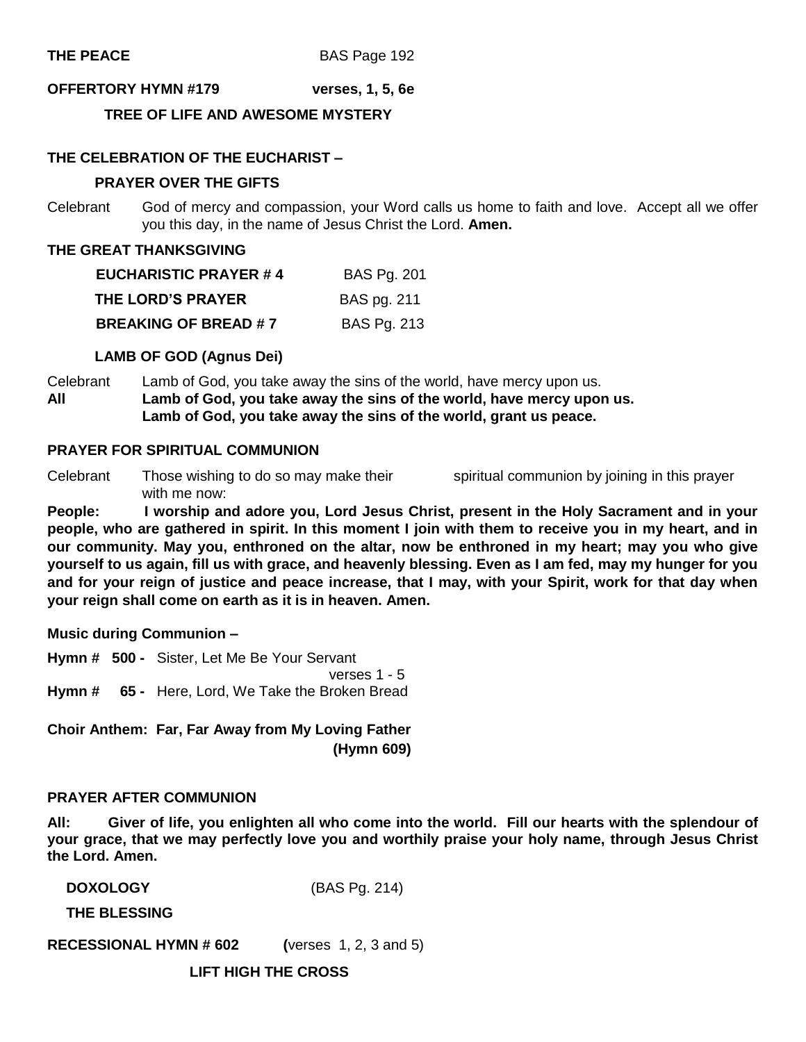**THE PEACE** BAS Page 192

**OFFERTORY HYMN #179 verses, 1, 5, 6e**

**TREE OF LIFE AND AWESOME MYSTERY**

**THE CELEBRATION OF THE EUCHARIST –**

**PRAYER OVER THE GIFTS**

Celebrant God of mercy and compassion, your Word calls us home to faith and love. Accept all we offer you this day, in the name of Jesus Christ the Lord. **Amen.**

**THE GREAT THANKSGIVING**

| | |
|---|---|
| **EUCHARISTIC PRAYER # 4** | BAS Pg. 201 |
| **THE LORD'S PRAYER** | BAS pg. 211 |
| **BREAKING OF BREAD # 7** | BAS Pg. 213 |

**LAMB OF GOD (Agnus Dei)**

Celebrant Lamb of God, you take away the sins of the world, have mercy upon us.
**All Lamb of God, you take away the sins of the world, have mercy upon us.**
**Lamb of God, you take away the sins of the world, grant us peace.**

**PRAYER FOR SPIRITUAL COMMUNION**

Celebrant Those wishing to do so may make their spiritual communion by joining in this prayer with me now:

**People: I worship and adore you, Lord Jesus Christ, present in the Holy Sacrament and in your people, who are gathered in spirit. In this moment I join with them to receive you in my heart, and in our community. May you, enthroned on the altar, now be enthroned in my heart; may you who give yourself to us again, fill us with grace, and heavenly blessing. Even as I am fed, may my hunger for you and for your reign of justice and peace increase, that I may, with your Spirit, work for that day when your reign shall come on earth as it is in heaven. Amen.**

**Music during Communion –**

**Hymn # 500 -** Sister, Let Me Be Your Servant
verses 1 - 5
**Hymn # 65 -** Here, Lord, We Take the Broken Bread

**Choir Anthem: Far, Far Away from My Loving Father**
**(Hymn 609)**

**PRAYER AFTER COMMUNION**

**All: Giver of life, you enlighten all who come into the world. Fill our hearts with the splendour of your grace, that we may perfectly love you and worthily praise your holy name, through Jesus Christ the Lord. Amen.**

**DOXOLOGY** (BAS Pg. 214)

**THE BLESSING**

**RECESSIONAL HYMN # 602 (**verses 1, 2, 3 and 5)

**LIFT HIGH THE CROSS**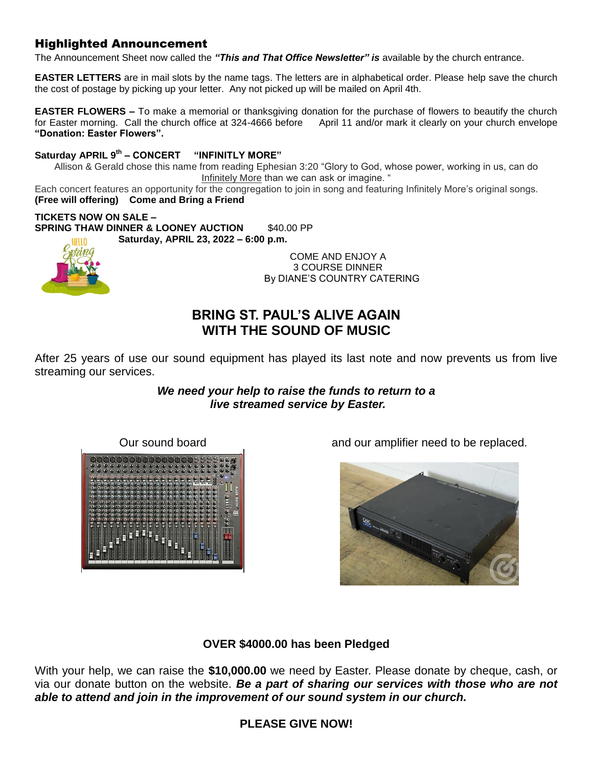## Highlighted Announcement

The Announcement Sheet now called the ***"This and That Office Newsletter" is*** available by the church entrance.

**EASTER LETTERS** are in mail slots by the name tags. The letters are in alphabetical order. Please help save the church the cost of postage by picking up your letter. Any not picked up will be mailed on April 4th.

**EASTER FLOWERS –** To make a memorial or thanksgiving donation for the purchase of flowers to beautify the church for Easter morning. Call the church office at 324-4666 before April 11 and/or mark it clearly on your church envelope **"Donation: Easter Flowers".**

**Saturday APRIL 9th – CONCERT "INFINITLY MORE"**

Allison & Gerald chose this name from reading Ephesian 3:20 "Glory to God, whose power, working in us, can do Infinitely More than we can ask or imagine. "

Each concert features an opportunity for the congregation to join in song and featuring Infinitely More's original songs.
**(Free will offering) Come and Bring a Friend**

**TICKETS NOW ON SALE –**
**SPRING THAW DINNER & LOONEY AUCTION** $40.00 PP
**Saturday, APRIL 23, 2022 – 6:00 p.m.**

COME AND ENJOY A
3 COURSE DINNER
By DIANE'S COUNTRY CATERING

## BRING ST. PAUL'S ALIVE AGAIN WITH THE SOUND OF MUSIC

After 25 years of use our sound equipment has played its last note and now prevents us from live streaming our services.

***We need your help to raise the funds to return to a live streamed service by Easter.***

Our sound board and our amplifier need to be replaced.

**OVER $4000.00 has been Pledged**

With your help, we can raise the **$10,000.00** we need by Easter. Please donate by cheque, cash, or via our donate button on the website. ***Be a part of sharing our services with those who are not able to attend and join in the improvement of our sound system in our church.***

**PLEASE GIVE NOW!**